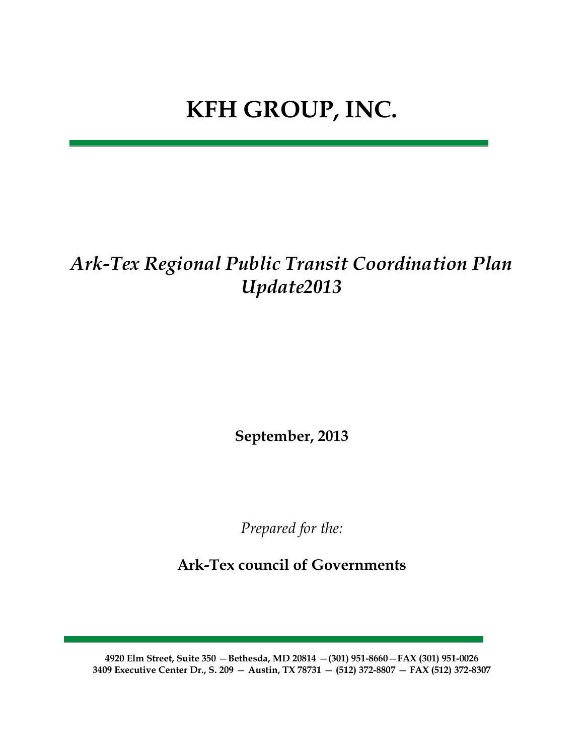# KFH GROUP, INC.

## *Ark-Tex Regional Public Transit Coordination Plan Update2013*

**September, 2013**

*Prepared for the:*

**Ark-Tex council of Governments**

**4920 Elm Street, Suite 350 — Bethesda, MD 20814 — (301) 951-8660 — FAX (301) 951-0026**
**3409 Executive Center Dr., S. 209 — Austin, TX 78731 — (512) 372-8807 — FAX (512) 372-8307**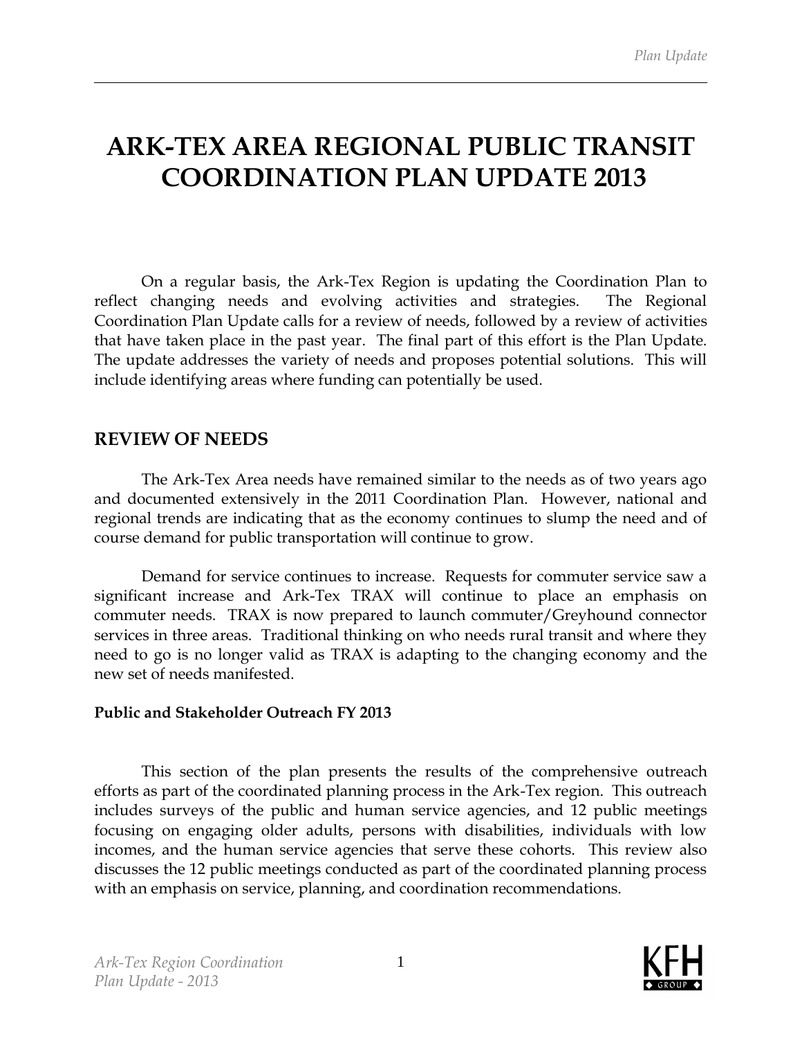# ARK-TEX AREA REGIONAL PUBLIC TRANSIT COORDINATION PLAN UPDATE 2013

On a regular basis, the Ark-Tex Region is updating the Coordination Plan to reflect changing needs and evolving activities and strategies. The Regional Coordination Plan Update calls for a review of needs, followed by a review of activities that have taken place in the past year. The final part of this effort is the Plan Update. The update addresses the variety of needs and proposes potential solutions. This will include identifying areas where funding can potentially be used.

## REVIEW OF NEEDS

The Ark-Tex Area needs have remained similar to the needs as of two years ago and documented extensively in the 2011 Coordination Plan. However, national and regional trends are indicating that as the economy continues to slump the need and of course demand for public transportation will continue to grow.

Demand for service continues to increase. Requests for commuter service saw a significant increase and Ark-Tex TRAX will continue to place an emphasis on commuter needs. TRAX is now prepared to launch commuter/Greyhound connector services in three areas. Traditional thinking on who needs rural transit and where they need to go is no longer valid as TRAX is adapting to the changing economy and the new set of needs manifested.

### Public and Stakeholder Outreach FY 2013

This section of the plan presents the results of the comprehensive outreach efforts as part of the coordinated planning process in the Ark-Tex region. This outreach includes surveys of the public and human service agencies, and 12 public meetings focusing on engaging older adults, persons with disabilities, individuals with low incomes, and the human service agencies that serve these cohorts. This review also discusses the 12 public meetings conducted as part of the coordinated planning process with an emphasis on service, planning, and coordination recommendations.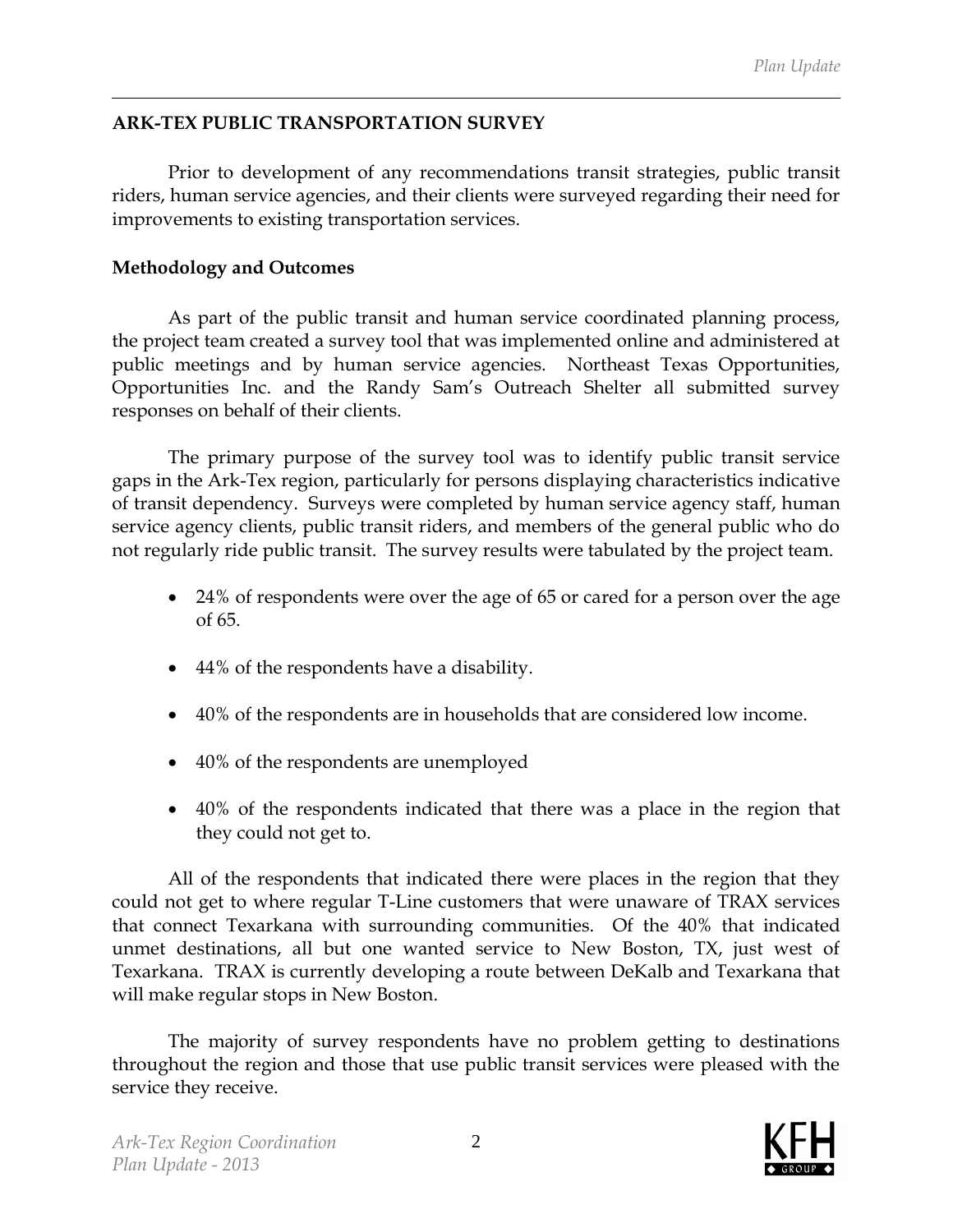## ARK-TEX PUBLIC TRANSPORTATION SURVEY

Prior to development of any recommendations transit strategies, public transit riders, human service agencies, and their clients were surveyed regarding their need for improvements to existing transportation services.

### Methodology and Outcomes

As part of the public transit and human service coordinated planning process, the project team created a survey tool that was implemented online and administered at public meetings and by human service agencies. Northeast Texas Opportunities, Opportunities Inc. and the Randy Sam's Outreach Shelter all submitted survey responses on behalf of their clients.

The primary purpose of the survey tool was to identify public transit service gaps in the Ark-Tex region, particularly for persons displaying characteristics indicative of transit dependency. Surveys were completed by human service agency staff, human service agency clients, public transit riders, and members of the general public who do not regularly ride public transit. The survey results were tabulated by the project team.

- 24% of respondents were over the age of 65 or cared for a person over the age of 65.
- 44% of the respondents have a disability.
- 40% of the respondents are in households that are considered low income.
- 40% of the respondents are unemployed
- 40% of the respondents indicated that there was a place in the region that they could not get to.

All of the respondents that indicated there were places in the region that they could not get to where regular T-Line customers that were unaware of TRAX services that connect Texarkana with surrounding communities. Of the 40% that indicated unmet destinations, all but one wanted service to New Boston, TX, just west of Texarkana. TRAX is currently developing a route between DeKalb and Texarkana that will make regular stops in New Boston.

The majority of survey respondents have no problem getting to destinations throughout the region and those that use public transit services were pleased with the service they receive.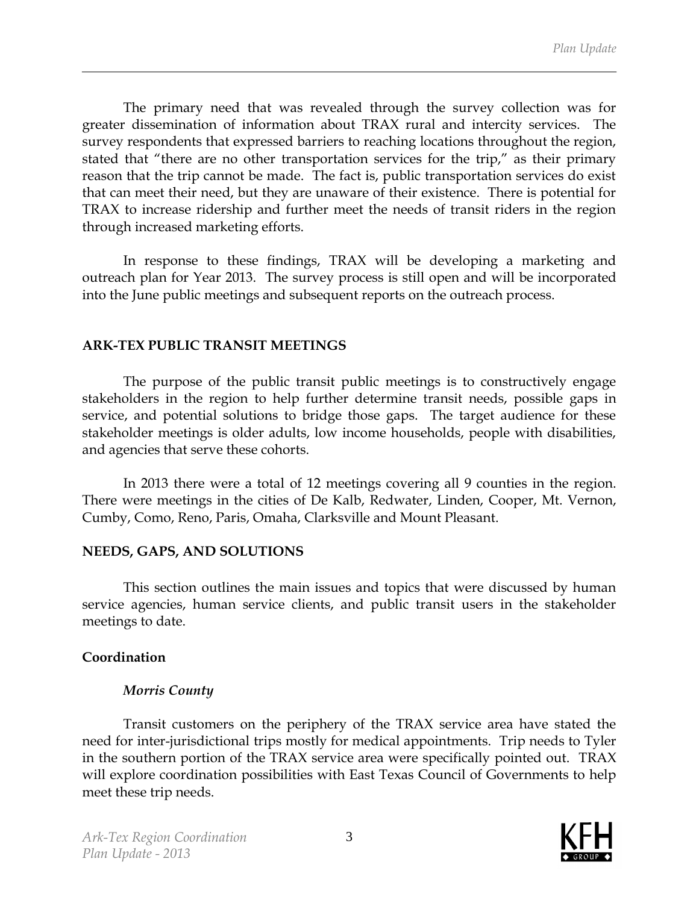The primary need that was revealed through the survey collection was for greater dissemination of information about TRAX rural and intercity services. The survey respondents that expressed barriers to reaching locations throughout the region, stated that "there are no other transportation services for the trip," as their primary reason that the trip cannot be made. The fact is, public transportation services do exist that can meet their need, but they are unaware of their existence. There is potential for TRAX to increase ridership and further meet the needs of transit riders in the region through increased marketing efforts.

In response to these findings, TRAX will be developing a marketing and outreach plan for Year 2013. The survey process is still open and will be incorporated into the June public meetings and subsequent reports on the outreach process.

## ARK-TEX PUBLIC TRANSIT MEETINGS

The purpose of the public transit public meetings is to constructively engage stakeholders in the region to help further determine transit needs, possible gaps in service, and potential solutions to bridge those gaps. The target audience for these stakeholder meetings is older adults, low income households, people with disabilities, and agencies that serve these cohorts.

In 2013 there were a total of 12 meetings covering all 9 counties in the region. There were meetings in the cities of De Kalb, Redwater, Linden, Cooper, Mt. Vernon, Cumby, Como, Reno, Paris, Omaha, Clarksville and Mount Pleasant.

## NEEDS, GAPS, AND SOLUTIONS

This section outlines the main issues and topics that were discussed by human service agencies, human service clients, and public transit users in the stakeholder meetings to date.

### Coordination

#### *Morris County*

Transit customers on the periphery of the TRAX service area have stated the need for inter-jurisdictional trips mostly for medical appointments. Trip needs to Tyler in the southern portion of the TRAX service area were specifically pointed out. TRAX will explore coordination possibilities with East Texas Council of Governments to help meet these trip needs.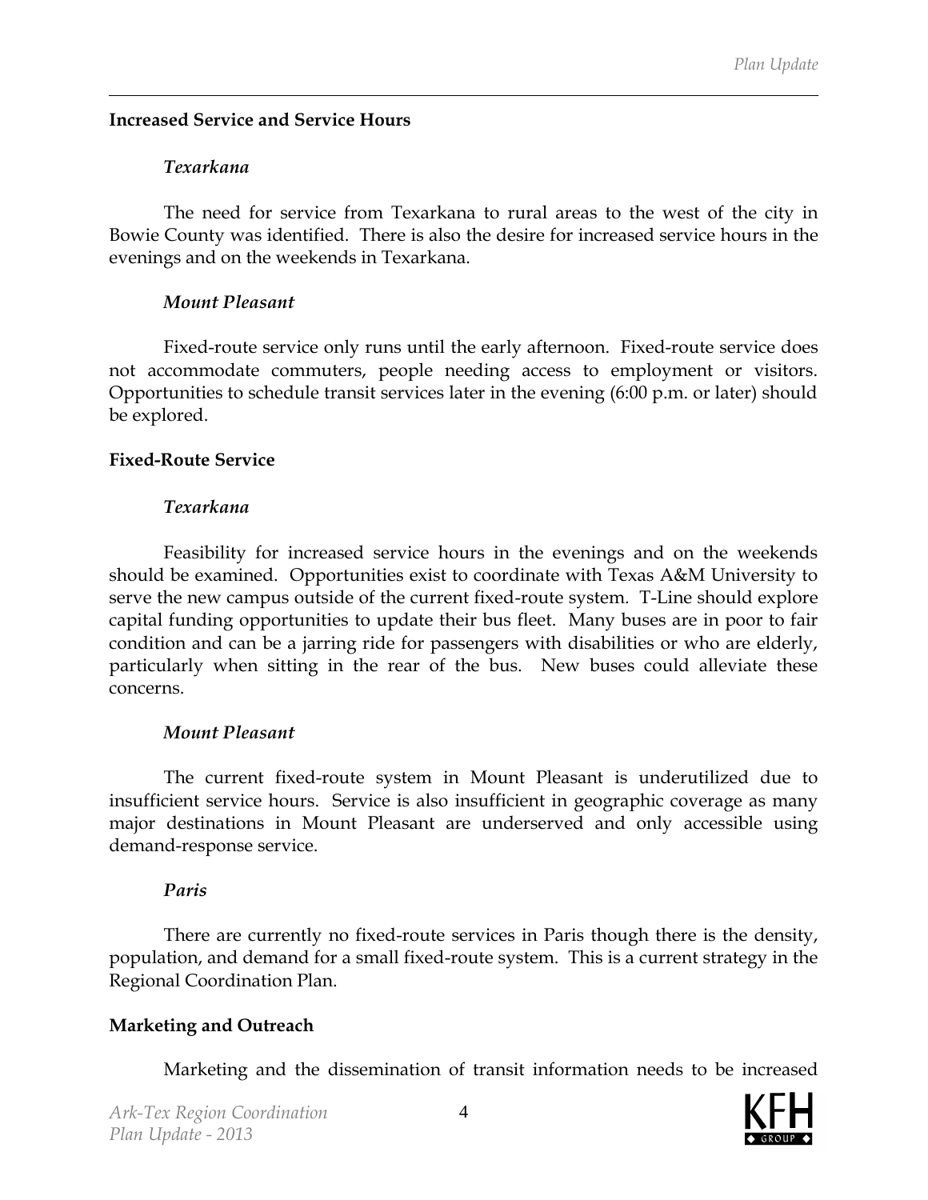**Increased Service and Service Hours**

*Texarkana*

The need for service from Texarkana to rural areas to the west of the city in Bowie County was identified. There is also the desire for increased service hours in the evenings and on the weekends in Texarkana.

*Mount Pleasant*

Fixed-route service only runs until the early afternoon. Fixed-route service does not accommodate commuters, people needing access to employment or visitors. Opportunities to schedule transit services later in the evening (6:00 p.m. or later) should be explored.

**Fixed-Route Service**

*Texarkana*

Feasibility for increased service hours in the evenings and on the weekends should be examined. Opportunities exist to coordinate with Texas A&M University to serve the new campus outside of the current fixed-route system. T-Line should explore capital funding opportunities to update their bus fleet. Many buses are in poor to fair condition and can be a jarring ride for passengers with disabilities or who are elderly, particularly when sitting in the rear of the bus. New buses could alleviate these concerns.

*Mount Pleasant*

The current fixed-route system in Mount Pleasant is underutilized due to insufficient service hours. Service is also insufficient in geographic coverage as many major destinations in Mount Pleasant are underserved and only accessible using demand-response service.

*Paris*

There are currently no fixed-route services in Paris though there is the density, population, and demand for a small fixed-route system. This is a current strategy in the Regional Coordination Plan.

**Marketing and Outreach**

Marketing and the dissemination of transit information needs to be increased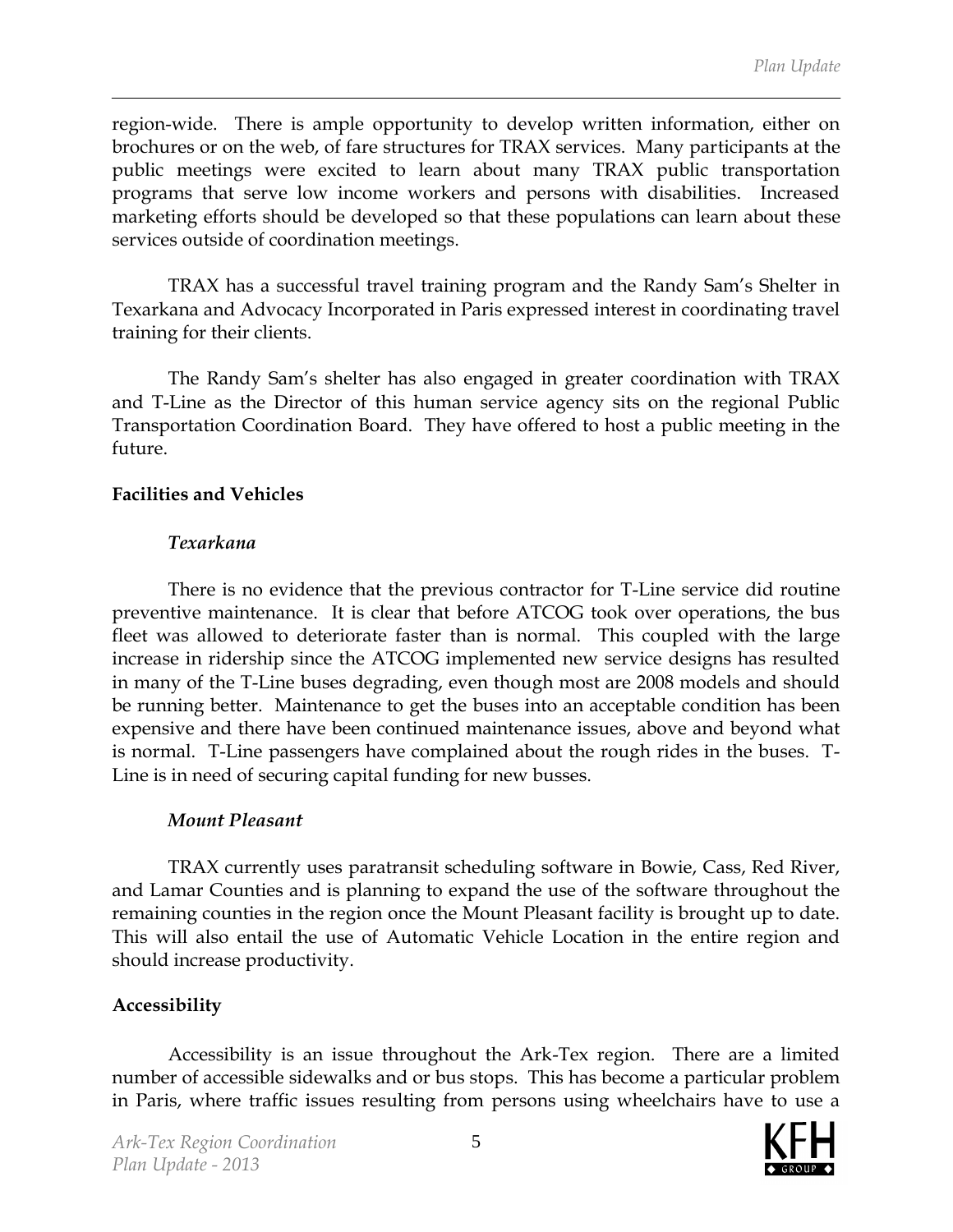region-wide. There is ample opportunity to develop written information, either on brochures or on the web, of fare structures for TRAX services. Many participants at the public meetings were excited to learn about many TRAX public transportation programs that serve low income workers and persons with disabilities. Increased marketing efforts should be developed so that these populations can learn about these services outside of coordination meetings.

TRAX has a successful travel training program and the Randy Sam's Shelter in Texarkana and Advocacy Incorporated in Paris expressed interest in coordinating travel training for their clients.

The Randy Sam's shelter has also engaged in greater coordination with TRAX and T-Line as the Director of this human service agency sits on the regional Public Transportation Coordination Board. They have offered to host a public meeting in the future.

**Facilities and Vehicles**

***Texarkana***

There is no evidence that the previous contractor for T-Line service did routine preventive maintenance. It is clear that before ATCOG took over operations, the bus fleet was allowed to deteriorate faster than is normal. This coupled with the large increase in ridership since the ATCOG implemented new service designs has resulted in many of the T-Line buses degrading, even though most are 2008 models and should be running better. Maintenance to get the buses into an acceptable condition has been expensive and there have been continued maintenance issues, above and beyond what is normal. T-Line passengers have complained about the rough rides in the buses. T-Line is in need of securing capital funding for new busses.

***Mount Pleasant***

TRAX currently uses paratransit scheduling software in Bowie, Cass, Red River, and Lamar Counties and is planning to expand the use of the software throughout the remaining counties in the region once the Mount Pleasant facility is brought up to date. This will also entail the use of Automatic Vehicle Location in the entire region and should increase productivity.

**Accessibility**

Accessibility is an issue throughout the Ark-Tex region. There are a limited number of accessible sidewalks and or bus stops. This has become a particular problem in Paris, where traffic issues resulting from persons using wheelchairs have to use a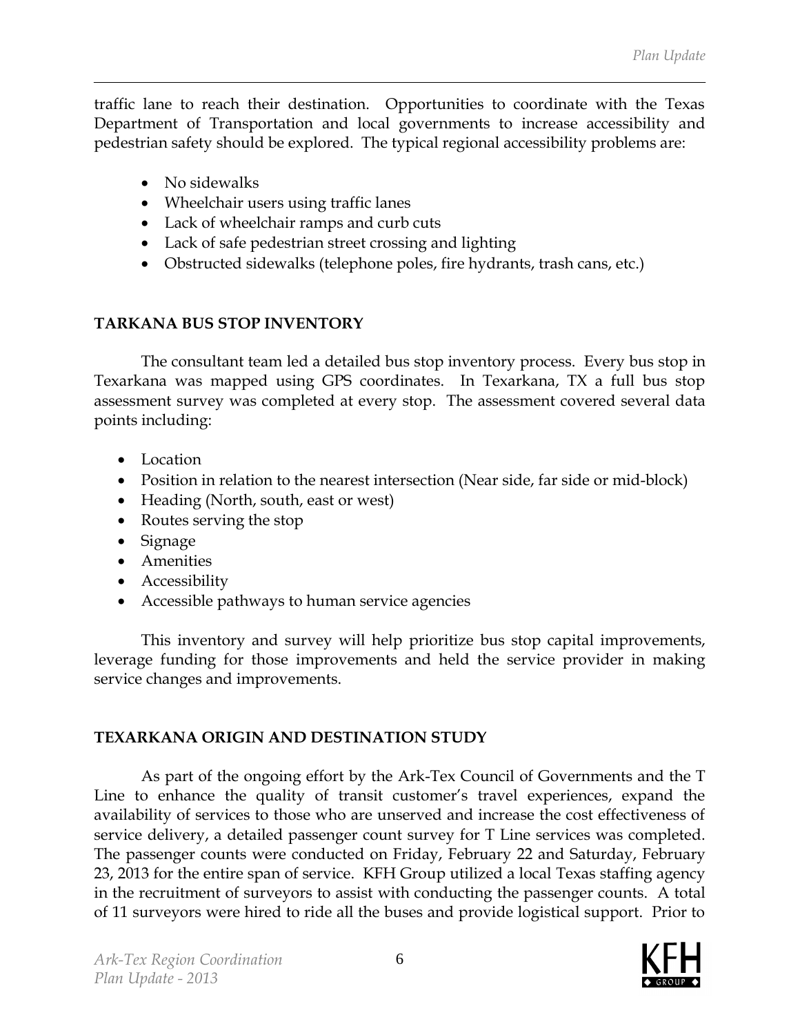traffic lane to reach their destination. Opportunities to coordinate with the Texas Department of Transportation and local governments to increase accessibility and pedestrian safety should be explored. The typical regional accessibility problems are:

- No sidewalks
- Wheelchair users using traffic lanes
- Lack of wheelchair ramps and curb cuts
- Lack of safe pedestrian street crossing and lighting
- Obstructed sidewalks (telephone poles, fire hydrants, trash cans, etc.)

## TARKANA BUS STOP INVENTORY

The consultant team led a detailed bus stop inventory process. Every bus stop in Texarkana was mapped using GPS coordinates. In Texarkana, TX a full bus stop assessment survey was completed at every stop. The assessment covered several data points including:

- Location
- Position in relation to the nearest intersection (Near side, far side or mid-block)
- Heading (North, south, east or west)
- Routes serving the stop
- Signage
- Amenities
- Accessibility
- Accessible pathways to human service agencies

This inventory and survey will help prioritize bus stop capital improvements, leverage funding for those improvements and held the service provider in making service changes and improvements.

## TEXARKANA ORIGIN AND DESTINATION STUDY

As part of the ongoing effort by the Ark-Tex Council of Governments and the T Line to enhance the quality of transit customer's travel experiences, expand the availability of services to those who are unserved and increase the cost effectiveness of service delivery, a detailed passenger count survey for T Line services was completed. The passenger counts were conducted on Friday, February 22 and Saturday, February 23, 2013 for the entire span of service. KFH Group utilized a local Texas staffing agency in the recruitment of surveyors to assist with conducting the passenger counts. A total of 11 surveyors were hired to ride all the buses and provide logistical support. Prior to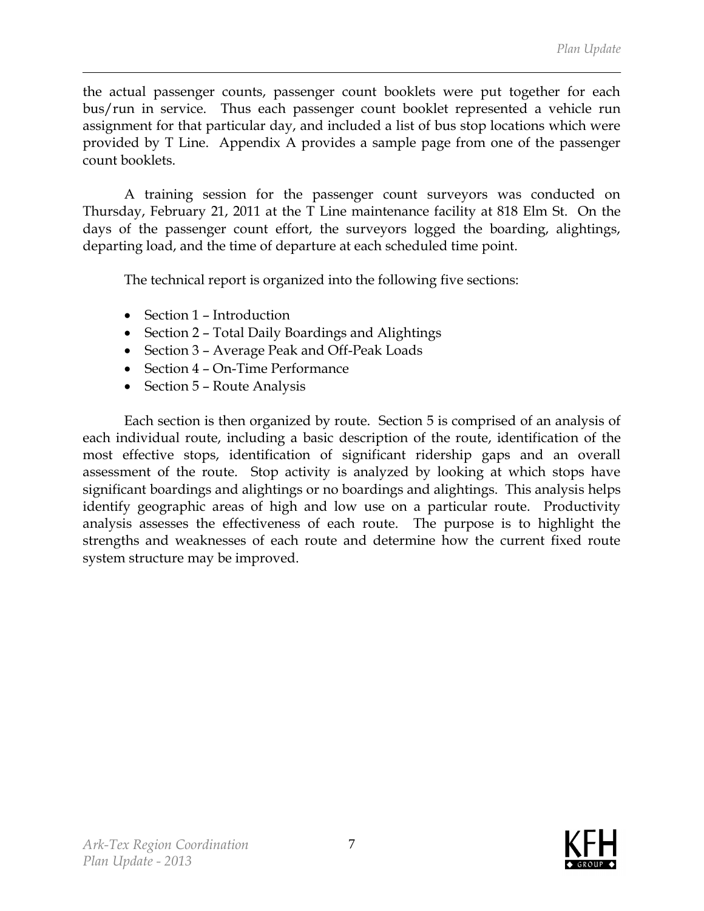the actual passenger counts, passenger count booklets were put together for each bus/run in service. Thus each passenger count booklet represented a vehicle run assignment for that particular day, and included a list of bus stop locations which were provided by T Line. Appendix A provides a sample page from one of the passenger count booklets.

A training session for the passenger count surveyors was conducted on Thursday, February 21, 2011 at the T Line maintenance facility at 818 Elm St. On the days of the passenger count effort, the surveyors logged the boarding, alightings, departing load, and the time of departure at each scheduled time point.

The technical report is organized into the following five sections:

- Section 1 – Introduction
- Section 2 – Total Daily Boardings and Alightings
- Section 3 – Average Peak and Off-Peak Loads
- Section 4 – On-Time Performance
- Section 5 – Route Analysis

Each section is then organized by route. Section 5 is comprised of an analysis of each individual route, including a basic description of the route, identification of the most effective stops, identification of significant ridership gaps and an overall assessment of the route. Stop activity is analyzed by looking at which stops have significant boardings and alightings or no boardings and alightings. This analysis helps identify geographic areas of high and low use on a particular route. Productivity analysis assesses the effectiveness of each route. The purpose is to highlight the strengths and weaknesses of each route and determine how the current fixed route system structure may be improved.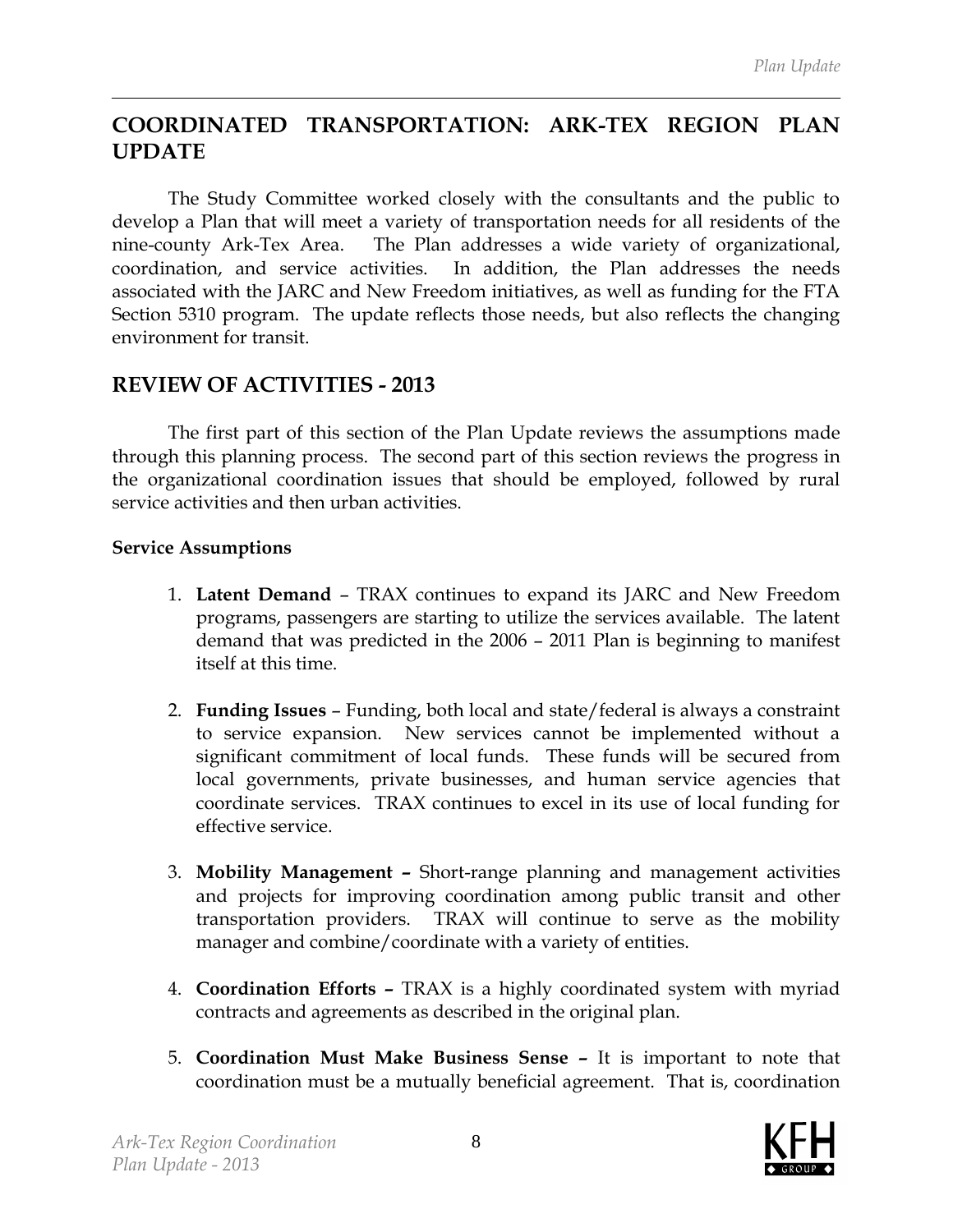## COORDINATED TRANSPORTATION: ARK-TEX REGION PLAN UPDATE

The Study Committee worked closely with the consultants and the public to develop a Plan that will meet a variety of transportation needs for all residents of the nine-county Ark-Tex Area. The Plan addresses a wide variety of organizational, coordination, and service activities. In addition, the Plan addresses the needs associated with the JARC and New Freedom initiatives, as well as funding for the FTA Section 5310 program. The update reflects those needs, but also reflects the changing environment for transit.

## REVIEW OF ACTIVITIES - 2013

The first part of this section of the Plan Update reviews the assumptions made through this planning process. The second part of this section reviews the progress in the organizational coordination issues that should be employed, followed by rural service activities and then urban activities.

**Service Assumptions**

1. **Latent Demand** – TRAX continues to expand its JARC and New Freedom programs, passengers are starting to utilize the services available. The latent demand that was predicted in the 2006 – 2011 Plan is beginning to manifest itself at this time.

2. **Funding Issues** – Funding, both local and state/federal is always a constraint to service expansion. New services cannot be implemented without a significant commitment of local funds. These funds will be secured from local governments, private businesses, and human service agencies that coordinate services. TRAX continues to excel in its use of local funding for effective service.

3. **Mobility Management –** Short-range planning and management activities and projects for improving coordination among public transit and other transportation providers. TRAX will continue to serve as the mobility manager and combine/coordinate with a variety of entities.

4. **Coordination Efforts –** TRAX is a highly coordinated system with myriad contracts and agreements as described in the original plan.

5. **Coordination Must Make Business Sense –** It is important to note that coordination must be a mutually beneficial agreement. That is, coordination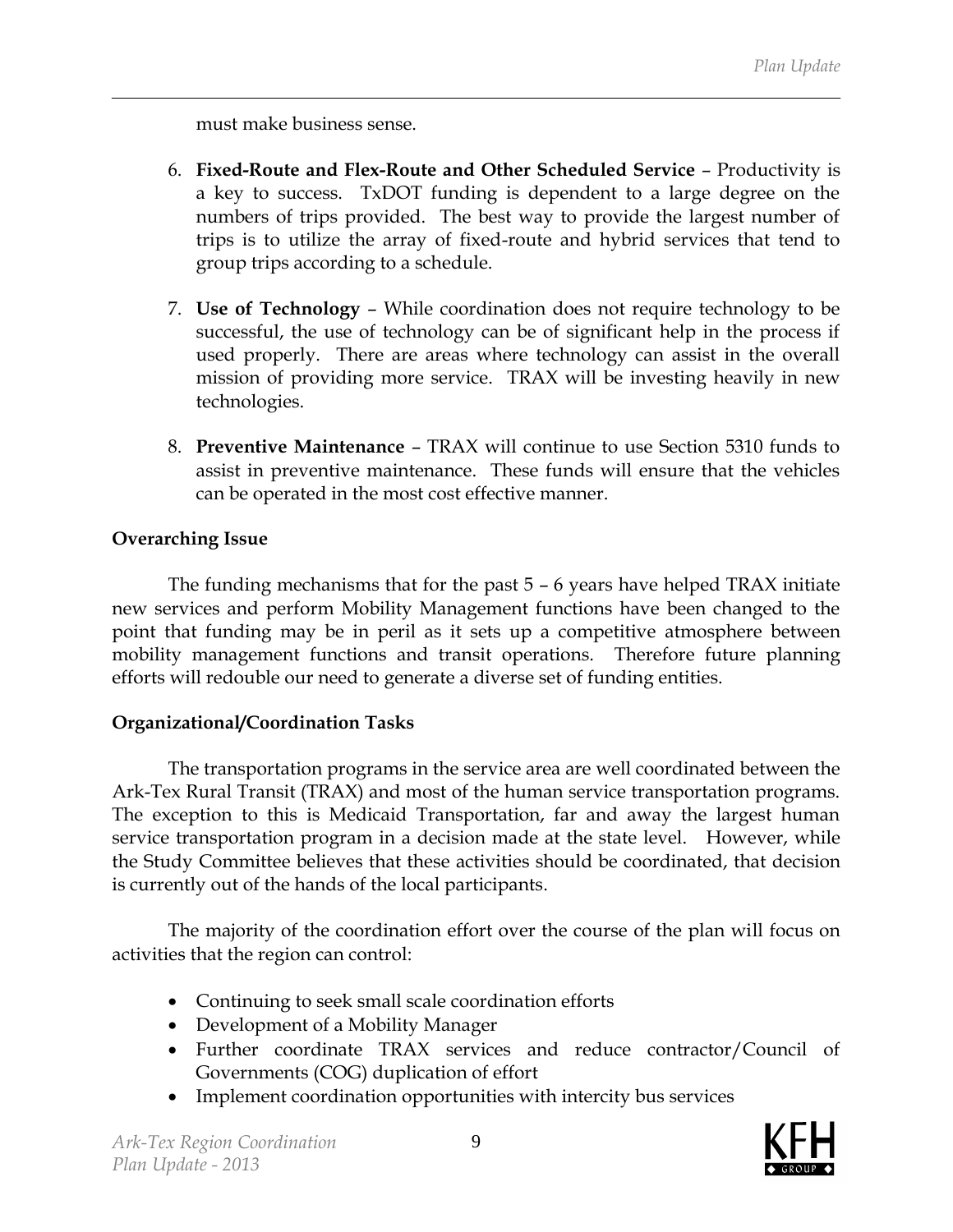must make business sense.

6. **Fixed-Route and Flex-Route and Other Scheduled Service** – Productivity is a key to success. TxDOT funding is dependent to a large degree on the numbers of trips provided. The best way to provide the largest number of trips is to utilize the array of fixed-route and hybrid services that tend to group trips according to a schedule.

7. **Use of Technology** – While coordination does not require technology to be successful, the use of technology can be of significant help in the process if used properly. There are areas where technology can assist in the overall mission of providing more service. TRAX will be investing heavily in new technologies.

8. **Preventive Maintenance** – TRAX will continue to use Section 5310 funds to assist in preventive maintenance. These funds will ensure that the vehicles can be operated in the most cost effective manner.

**Overarching Issue**

The funding mechanisms that for the past 5 – 6 years have helped TRAX initiate new services and perform Mobility Management functions have been changed to the point that funding may be in peril as it sets up a competitive atmosphere between mobility management functions and transit operations. Therefore future planning efforts will redouble our need to generate a diverse set of funding entities.

**Organizational/Coordination Tasks**

The transportation programs in the service area are well coordinated between the Ark-Tex Rural Transit (TRAX) and most of the human service transportation programs. The exception to this is Medicaid Transportation, far and away the largest human service transportation program in a decision made at the state level. However, while the Study Committee believes that these activities should be coordinated, that decision is currently out of the hands of the local participants.

The majority of the coordination effort over the course of the plan will focus on activities that the region can control:

- Continuing to seek small scale coordination efforts
- Development of a Mobility Manager
- Further coordinate TRAX services and reduce contractor/Council of Governments (COG) duplication of effort
- Implement coordination opportunities with intercity bus services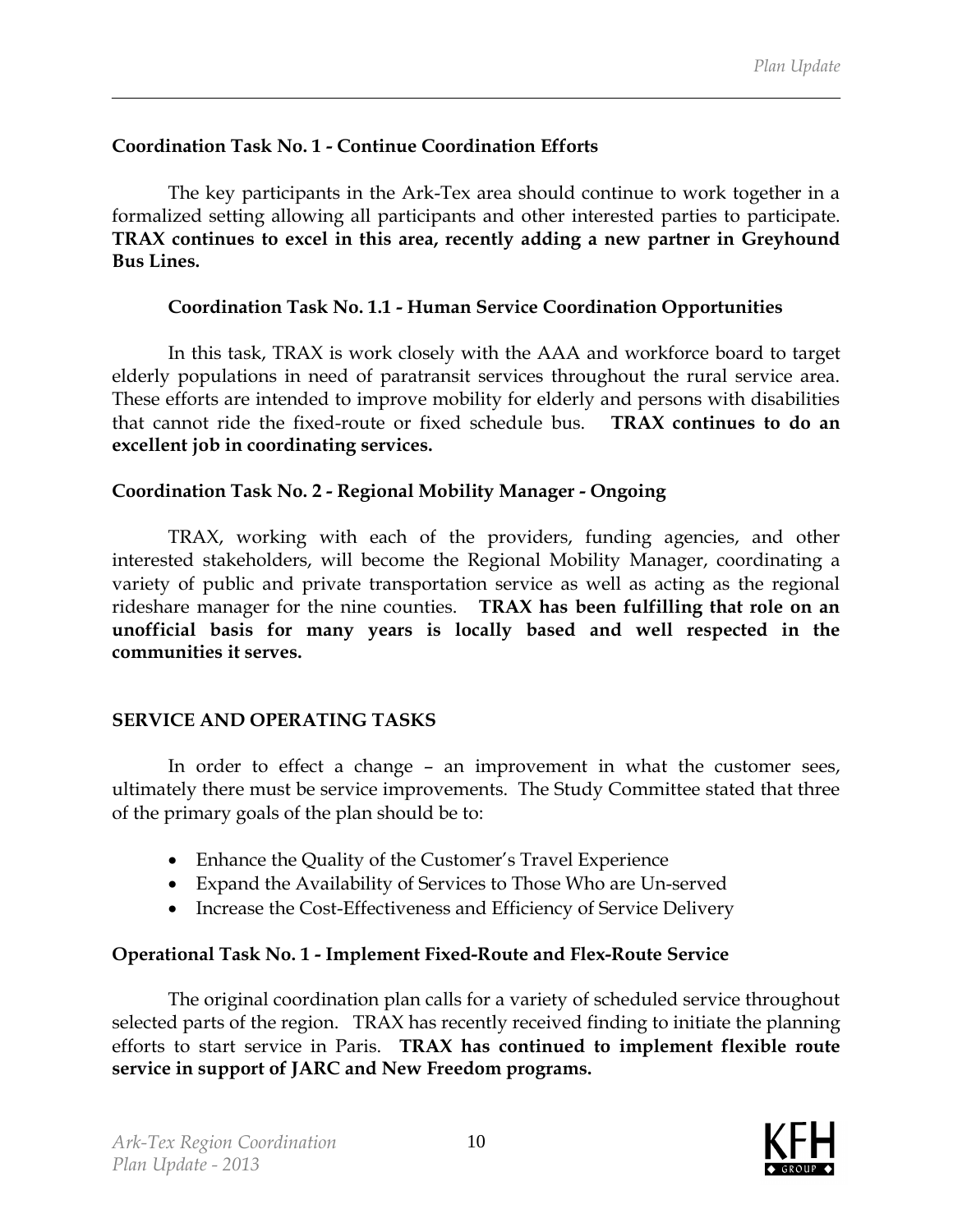**Coordination Task No. 1 - Continue Coordination Efforts**

The key participants in the Ark-Tex area should continue to work together in a formalized setting allowing all participants and other interested parties to participate. **TRAX continues to excel in this area, recently adding a new partner in Greyhound Bus Lines.**

**Coordination Task No. 1.1 - Human Service Coordination Opportunities**

In this task, TRAX is work closely with the AAA and workforce board to target elderly populations in need of paratransit services throughout the rural service area. These efforts are intended to improve mobility for elderly and persons with disabilities that cannot ride the fixed-route or fixed schedule bus. **TRAX continues to do an excellent job in coordinating services.**

**Coordination Task No. 2 - Regional Mobility Manager - Ongoing**

TRAX, working with each of the providers, funding agencies, and other interested stakeholders, will become the Regional Mobility Manager, coordinating a variety of public and private transportation service as well as acting as the regional rideshare manager for the nine counties. **TRAX has been fulfilling that role on an unofficial basis for many years is locally based and well respected in the communities it serves.**

**SERVICE AND OPERATING TASKS**

In order to effect a change – an improvement in what the customer sees, ultimately there must be service improvements. The Study Committee stated that three of the primary goals of the plan should be to:

- Enhance the Quality of the Customer's Travel Experience
- Expand the Availability of Services to Those Who are Un-served
- Increase the Cost-Effectiveness and Efficiency of Service Delivery

**Operational Task No. 1 - Implement Fixed-Route and Flex-Route Service**

The original coordination plan calls for a variety of scheduled service throughout selected parts of the region. TRAX has recently received finding to initiate the planning efforts to start service in Paris. **TRAX has continued to implement flexible route service in support of JARC and New Freedom programs.**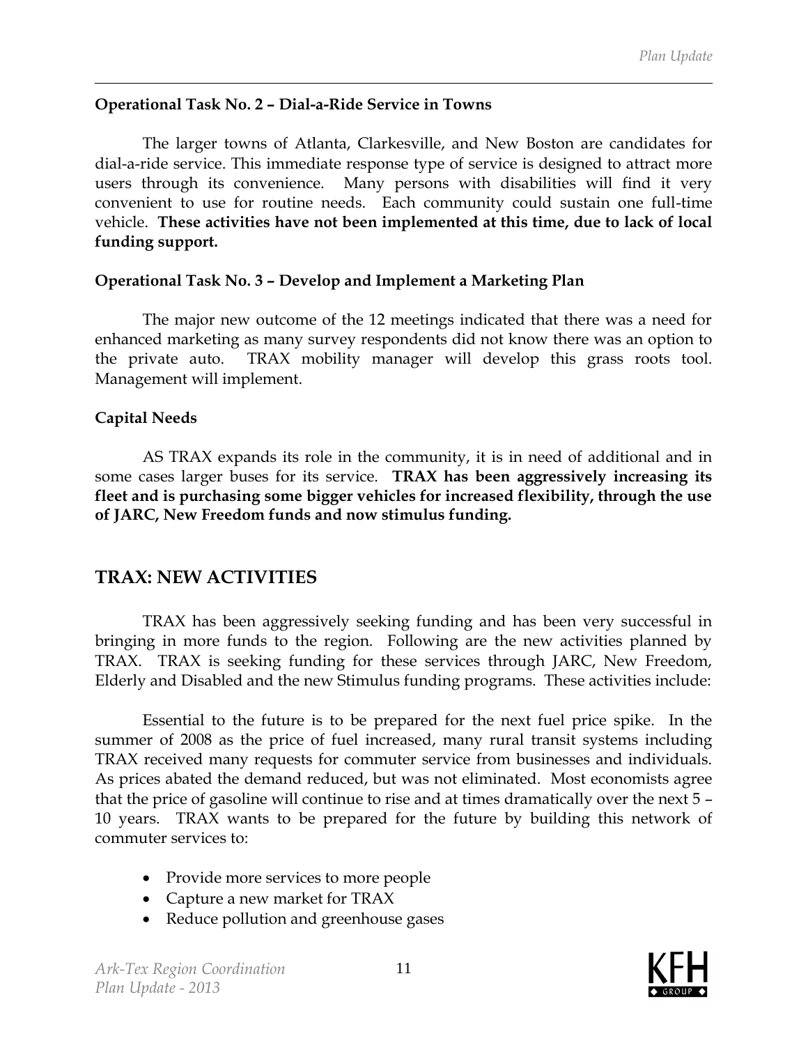**Operational Task No. 2 – Dial-a-Ride Service in Towns**

The larger towns of Atlanta, Clarkesville, and New Boston are candidates for dial-a-ride service. This immediate response type of service is designed to attract more users through its convenience. Many persons with disabilities will find it very convenient to use for routine needs. Each community could sustain one full-time vehicle. **These activities have not been implemented at this time, due to lack of local funding support.**

**Operational Task No. 3 – Develop and Implement a Marketing Plan**

The major new outcome of the 12 meetings indicated that there was a need for enhanced marketing as many survey respondents did not know there was an option to the private auto. TRAX mobility manager will develop this grass roots tool. Management will implement.

**Capital Needs**

AS TRAX expands its role in the community, it is in need of additional and in some cases larger buses for its service. **TRAX has been aggressively increasing its fleet and is purchasing some bigger vehicles for increased flexibility, through the use of JARC, New Freedom funds and now stimulus funding.**

## TRAX: NEW ACTIVITIES

TRAX has been aggressively seeking funding and has been very successful in bringing in more funds to the region. Following are the new activities planned by TRAX. TRAX is seeking funding for these services through JARC, New Freedom, Elderly and Disabled and the new Stimulus funding programs. These activities include:

Essential to the future is to be prepared for the next fuel price spike. In the summer of 2008 as the price of fuel increased, many rural transit systems including TRAX received many requests for commuter service from businesses and individuals. As prices abated the demand reduced, but was not eliminated. Most economists agree that the price of gasoline will continue to rise and at times dramatically over the next 5 – 10 years. TRAX wants to be prepared for the future by building this network of commuter services to:

- Provide more services to more people
- Capture a new market for TRAX
- Reduce pollution and greenhouse gases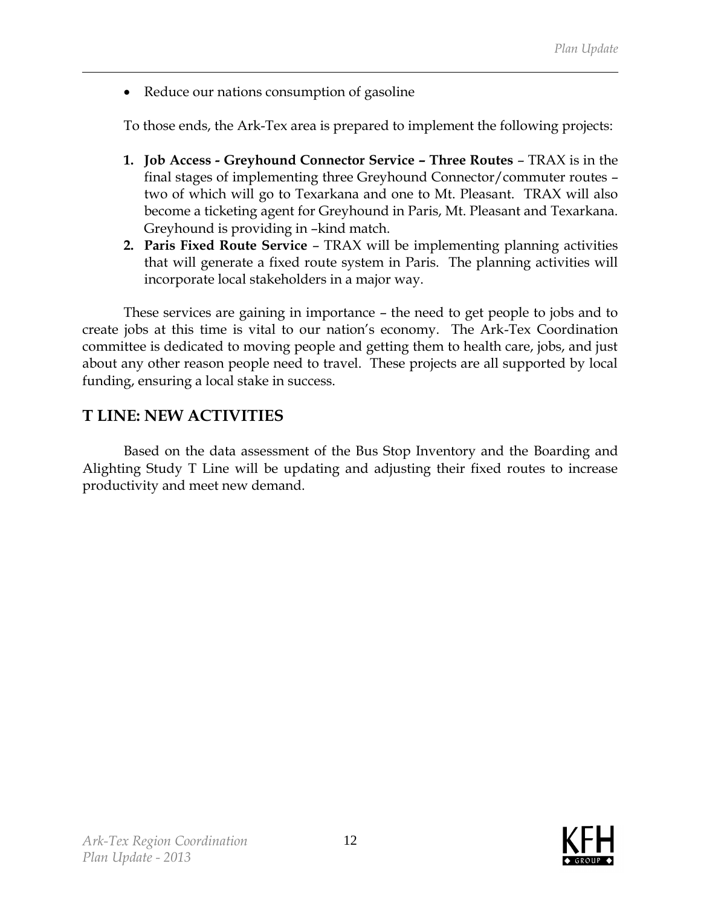- Reduce our nations consumption of gasoline

To those ends, the Ark-Tex area is prepared to implement the following projects:

1. **Job Access - Greyhound Connector Service – Three Routes** – TRAX is in the final stages of implementing three Greyhound Connector/commuter routes – two of which will go to Texarkana and one to Mt. Pleasant. TRAX will also become a ticketing agent for Greyhound in Paris, Mt. Pleasant and Texarkana. Greyhound is providing in –kind match.
2. **Paris Fixed Route Service** – TRAX will be implementing planning activities that will generate a fixed route system in Paris. The planning activities will incorporate local stakeholders in a major way.

These services are gaining in importance – the need to get people to jobs and to create jobs at this time is vital to our nation's economy. The Ark-Tex Coordination committee is dedicated to moving people and getting them to health care, jobs, and just about any other reason people need to travel. These projects are all supported by local funding, ensuring a local stake in success.

## T LINE: NEW ACTIVITIES

Based on the data assessment of the Bus Stop Inventory and the Boarding and Alighting Study T Line will be updating and adjusting their fixed routes to increase productivity and meet new demand.